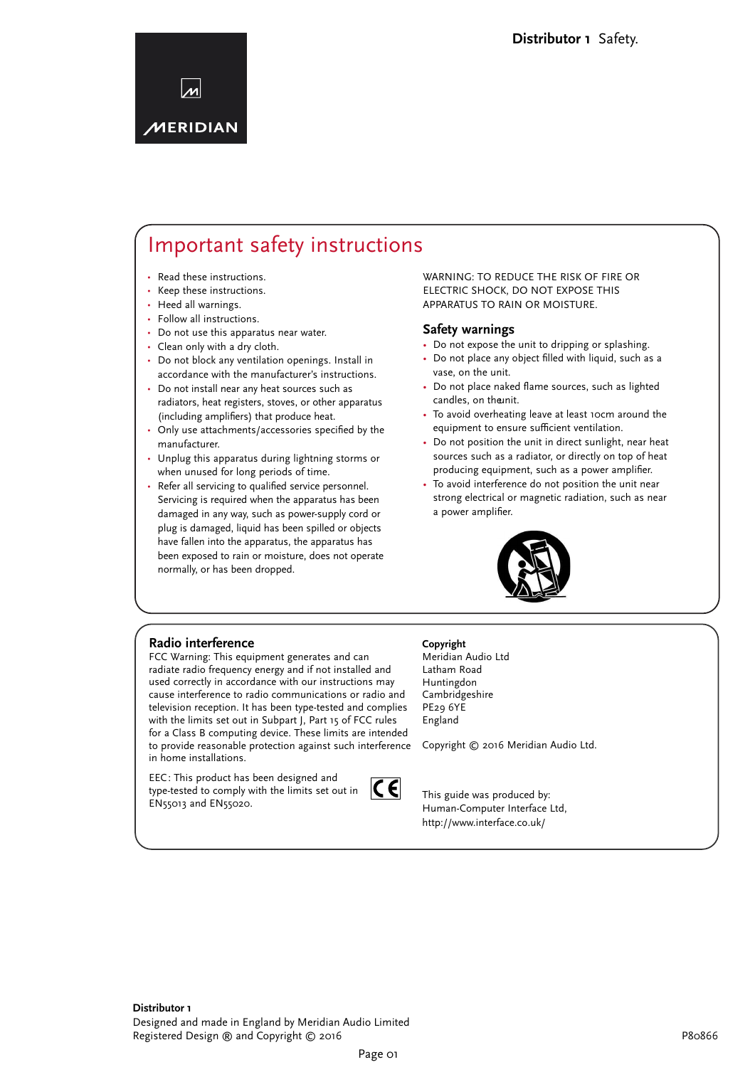# Important safety instructions

- Read these instructions.
- Keep these instructions.
- Heed all warnings.
- Follow all instructions.
- Do not use this apparatus near water.
- Clean only with a dry cloth.
- Do not block any ventilation openings. Install in accordance with the manufacturer's instructions.
- Do not install near any heat sources such as radiators, heat registers, stoves, or other apparatus (including amplifiers) that produce heat.
- Only use attachments/accessories specified by the manufacturer.
- Unplug this apparatus during lightning storms or when unused for long periods of time.
- Refer all servicing to qualified service personnel. Servicing is required when the apparatus has been damaged in any way, such as power-supply cord or plug is damaged, liquid has been spilled or objects have fallen into the apparatus, the apparatus has been exposed to rain or moisture, does not operate normally, or has been dropped.

WARNING: TO REDUCE THE RISK OF FIRE OR ELECTRIC SHOCK, DO NOT EXPOSE THIS APPARATUS TO RAIN OR MOISTURE.

## Safety warnings

- Do not expose the unit to dripping or splashing.
- Do not place any object filled with liquid, such as a vase, on the unit.
- Do not place naked flame sources, such as lighted candles, on the unit.
- To avoid overheating leave at least 10cm around the equipment to ensure sufficient ventilation.
- Do not position the unit in direct sunlight, near heat sources such as a radiator, or directly on top of heat producing equipment, such as a power amplifier.
- To avoid interference do not position the unit near strong electrical or magnetic radiation, such as near a power amplifier.

## Radio interference

FCC Warning: This equipment generates and can radiate radio frequency energy and if not installed and used correctly in accordance with our instructions may cause interference to radio communications or radio and television reception. It has been type-tested and complies with the limits set out in Subpart J, Part 15 of FCC rules for a Class B computing device. These limits are intended to provide reasonable protection against such interference in home installations.

EEC: This product has been designed and type-tested to comply with the limits set out in EN55013 and EN55020.

**Copyright**

Meridian Audio Ltd
Latham Road
Huntingdon
Cambridgeshire
PE29 6YE
England

Copyright © 2016 Meridian Audio Ltd.

This guide was produced by:
Human-Computer Interface Ltd,
http://www.interface.co.uk/

**Distributor 1**
Designed and made in England by Meridian Audio Limited
Registered Design ® and Copyright © 2016

P80866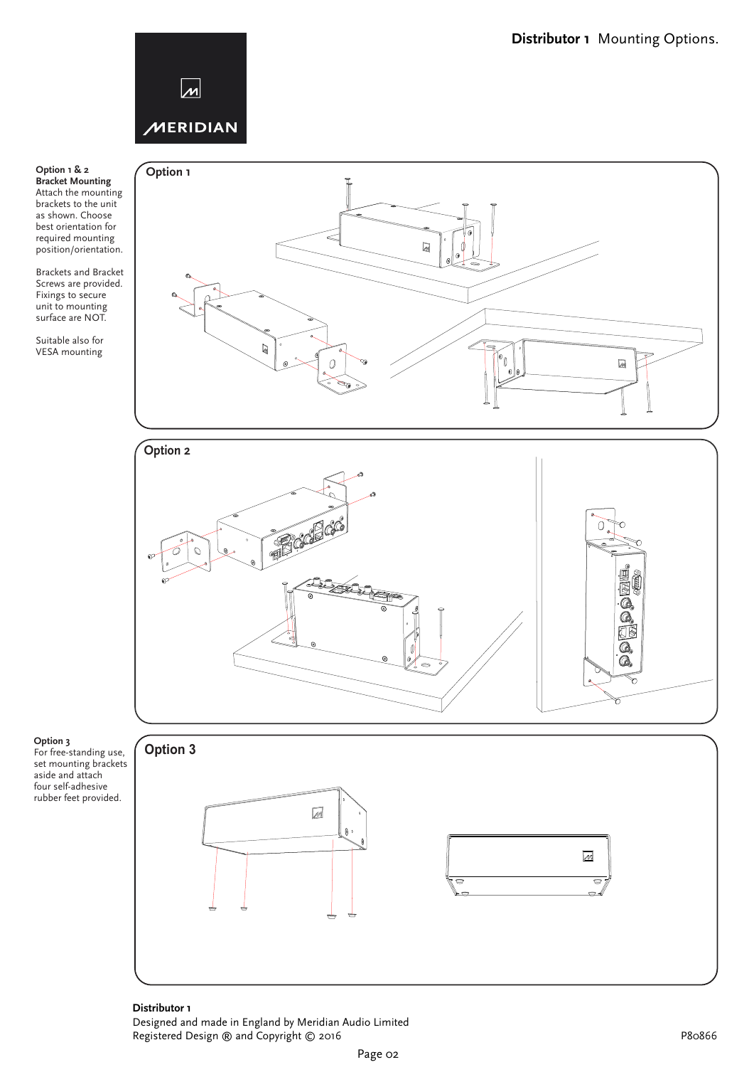# Distributor 1 Mounting Options.

**Option 1 & 2**
**Bracket Mounting**
Attach the mounting brackets to the unit as shown. Choose best orientation for required mounting position/orientation.

Brackets and Bracket Screws are provided. Fixings to secure unit to mounting surface are NOT.

Suitable also for VESA mounting

## Option 1

## Option 2

**Option 3**
For free-standing use, set mounting brackets aside and attach four self-adhesive rubber feet provided.

## Option 3

**Distributor 1**
Designed and made in England by Meridian Audio Limited
Registered Design ® and Copyright © 2016

P80866